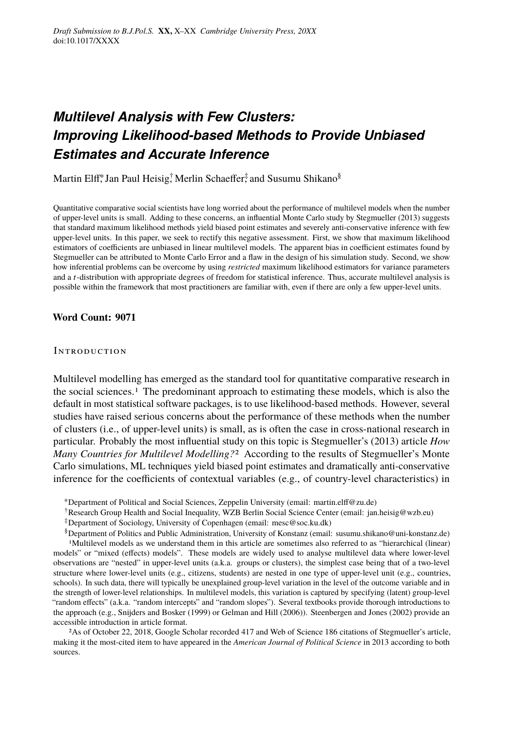# *Multilevel Analysis with Few Clusters: Improving Likelihood-based Methods to Provide Unbiased Estimates and Accurate Inference*

Martin Elff,[*] Jan Paul Heisig,[†] Merlin Schaeffer,[‡] and Susumu Shikano[§]

Quantitative comparative social scientists have long worried about the performance of multilevel models when the number of upper-level units is small. Adding to these concerns, an influential Monte Carlo study by Stegmueller (2013) suggests that standard maximum likelihood methods yield biased point estimates and severely anti-conservative inference with few upper-level units. In this paper, we seek to rectify this negative assessment. First, we show that maximum likelihood estimators of coefficients are unbiased in linear multilevel models. The apparent bias in coefficient estimates found by Stegmueller can be attributed to Monte Carlo Error and a flaw in the design of his simulation study. Second, we show how inferential problems can be overcome by using *restricted* maximum likelihood estimators for variance parameters and a $t$-distribution with appropriate degrees of freedom for statistical inference. Thus, accurate multilevel analysis is possible within the framework that most practitioners are familiar with, even if there are only a few upper-level units.

**Word Count: 9071**

## Introduction

Multilevel modelling has emerged as the standard tool for quantitative comparative research in the social sciences.[1] The predominant approach to estimating these models, which is also the default in most statistical software packages, is to use likelihood-based methods. However, several studies have raised serious concerns about the performance of these methods when the number of clusters (i.e., of upper-level units) is small, as is often the case in cross-national research in particular. Probably the most influential study on this topic is Stegmueller's (2013) article *How Many Countries for Multilevel Modelling?*[2] According to the results of Stegmueller's Monte Carlo simulations, ML techniques yield biased point estimates and dramatically anti-conservative inference for the coefficients of contextual variables (e.g., of country-level characteristics) in

[*]Department of Political and Social Sciences, Zeppelin University (email: martin.elff@zu.de)

[†]Research Group Health and Social Inequality, WZB Berlin Social Science Center (email: jan.heisig@wzb.eu)

[‡]Department of Sociology, University of Copenhagen (email: mesc@soc.ku.dk)

[§]Department of Politics and Public Administration, University of Konstanz (email: susumu.shikano@uni-konstanz.de)

[1]Multilevel models as we understand them in this article are sometimes also referred to as "hierarchical (linear) models" or "mixed (effects) models". These models are widely used to analyse multilevel data where lower-level observations are "nested" in upper-level units (a.k.a. groups or clusters), the simplest case being that of a two-level structure where lower-level units (e.g., citizens, students) are nested in one type of upper-level unit (e.g., countries, schools). In such data, there will typically be unexplained group-level variation in the level of the outcome variable and in the strength of lower-level relationships. In multilevel models, this variation is captured by specifying (latent) group-level "random effects" (a.k.a. "random intercepts" and "random slopes"). Several textbooks provide thorough introductions to the approach (e.g., Snijders and Bosker (1999) or Gelman and Hill (2006)). Steenbergen and Jones (2002) provide an accessible introduction in article format.

[2]As of October 22, 2018, Google Scholar recorded 417 and Web of Science 186 citations of Stegmueller's article, making it the most-cited item to have appeared in the *American Journal of Political Science* in 2013 according to both sources.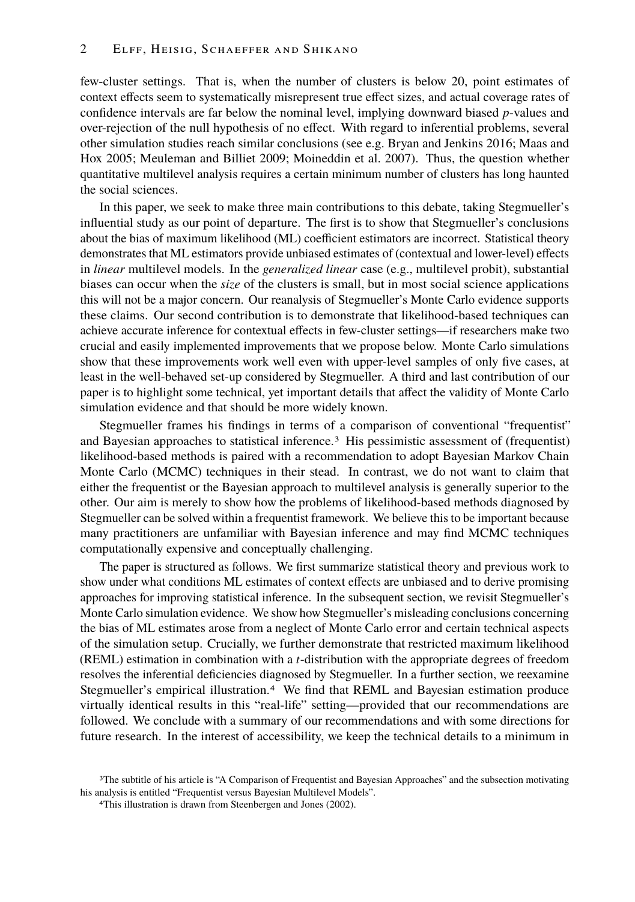few-cluster settings. That is, when the number of clusters is below 20, point estimates of context effects seem to systematically misrepresent true effect sizes, and actual coverage rates of confidence intervals are far below the nominal level, implying downward biased $p$-values and over-rejection of the null hypothesis of no effect. With regard to inferential problems, several other simulation studies reach similar conclusions (see e.g. Bryan and Jenkins 2016; Maas and Hox 2005; Meuleman and Billiet 2009; Moineddin et al. 2007). Thus, the question whether quantitative multilevel analysis requires a certain minimum number of clusters has long haunted the social sciences.

In this paper, we seek to make three main contributions to this debate, taking Stegmueller's influential study as our point of departure. The first is to show that Stegmueller's conclusions about the bias of maximum likelihood (ML) coefficient estimators are incorrect. Statistical theory demonstrates that ML estimators provide unbiased estimates of (contextual and lower-level) effects in *linear* multilevel models. In the *generalized linear* case (e.g., multilevel probit), substantial biases can occur when the *size* of the clusters is small, but in most social science applications this will not be a major concern. Our reanalysis of Stegmueller's Monte Carlo evidence supports these claims. Our second contribution is to demonstrate that likelihood-based techniques can achieve accurate inference for contextual effects in few-cluster settings—if researchers make two crucial and easily implemented improvements that we propose below. Monte Carlo simulations show that these improvements work well even with upper-level samples of only five cases, at least in the well-behaved set-up considered by Stegmueller. A third and last contribution of our paper is to highlight some technical, yet important details that affect the validity of Monte Carlo simulation evidence and that should be more widely known.

Stegmueller frames his findings in terms of a comparison of conventional "frequentist" and Bayesian approaches to statistical inference.[3] His pessimistic assessment of (frequentist) likelihood-based methods is paired with a recommendation to adopt Bayesian Markov Chain Monte Carlo (MCMC) techniques in their stead. In contrast, we do not want to claim that either the frequentist or the Bayesian approach to multilevel analysis is generally superior to the other. Our aim is merely to show how the problems of likelihood-based methods diagnosed by Stegmueller can be solved within a frequentist framework. We believe this to be important because many practitioners are unfamiliar with Bayesian inference and may find MCMC techniques computationally expensive and conceptually challenging.

The paper is structured as follows. We first summarize statistical theory and previous work to show under what conditions ML estimates of context effects are unbiased and to derive promising approaches for improving statistical inference. In the subsequent section, we revisit Stegmueller's Monte Carlo simulation evidence. We show how Stegmueller's misleading conclusions concerning the bias of ML estimates arose from a neglect of Monte Carlo error and certain technical aspects of the simulation setup. Crucially, we further demonstrate that restricted maximum likelihood (REML) estimation in combination with a $t$-distribution with the appropriate degrees of freedom resolves the inferential deficiencies diagnosed by Stegmueller. In a further section, we reexamine Stegmueller's empirical illustration.[4] We find that REML and Bayesian estimation produce virtually identical results in this "real-life" setting—provided that our recommendations are followed. We conclude with a summary of our recommendations and with some directions for future research. In the interest of accessibility, we keep the technical details to a minimum in

[3] The subtitle of his article is "A Comparison of Frequentist and Bayesian Approaches" and the subsection motivating his analysis is entitled "Frequentist versus Bayesian Multilevel Models".

[4] This illustration is drawn from Steenbergen and Jones (2002).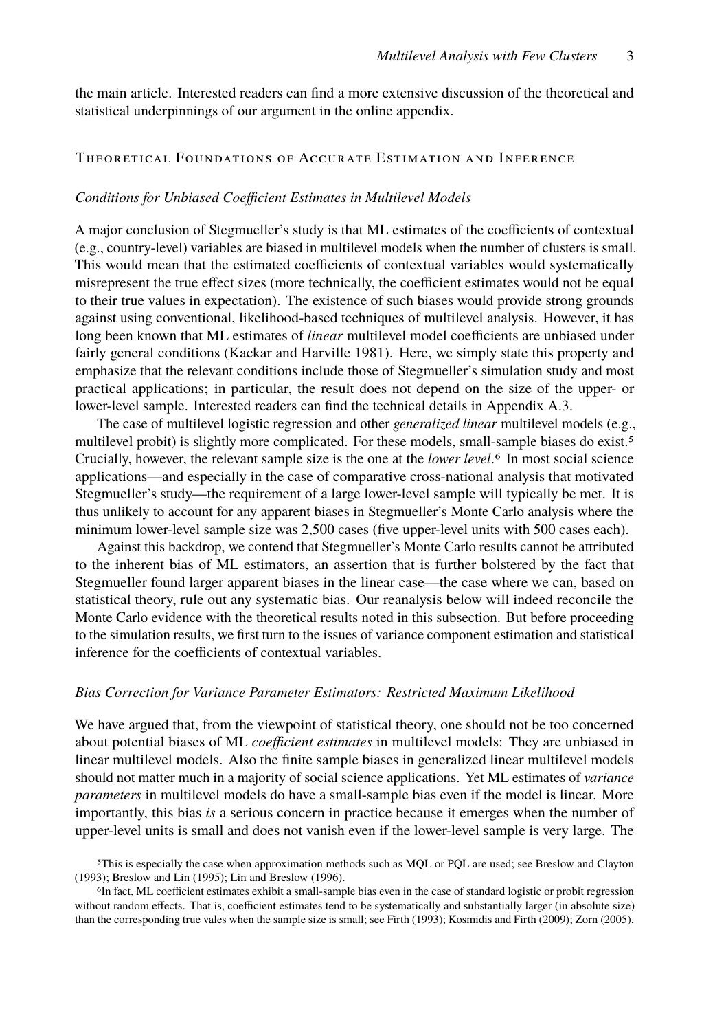the main article. Interested readers can find a more extensive discussion of the theoretical and statistical underpinnings of our argument in the online appendix.

## Theoretical Foundations of Accurate Estimation and Inference

### *Conditions for Unbiased Coefficient Estimates in Multilevel Models*

A major conclusion of Stegmueller's study is that ML estimates of the coefficients of contextual (e.g., country-level) variables are biased in multilevel models when the number of clusters is small. This would mean that the estimated coefficients of contextual variables would systematically misrepresent the true effect sizes (more technically, the coefficient estimates would not be equal to their true values in expectation). The existence of such biases would provide strong grounds against using conventional, likelihood-based techniques of multilevel analysis. However, it has long been known that ML estimates of *linear* multilevel model coefficients are unbiased under fairly general conditions (Kackar and Harville 1981). Here, we simply state this property and emphasize that the relevant conditions include those of Stegmueller's simulation study and most practical applications; in particular, the result does not depend on the size of the upper- or lower-level sample. Interested readers can find the technical details in Appendix A.3.

The case of multilevel logistic regression and other *generalized linear* multilevel models (e.g., multilevel probit) is slightly more complicated. For these models, small-sample biases do exist.[5] Crucially, however, the relevant sample size is the one at the *lower level*.[6] In most social science applications—and especially in the case of comparative cross-national analysis that motivated Stegmueller's study—the requirement of a large lower-level sample will typically be met. It is thus unlikely to account for any apparent biases in Stegmueller's Monte Carlo analysis where the minimum lower-level sample size was 2,500 cases (five upper-level units with 500 cases each).

Against this backdrop, we contend that Stegmueller's Monte Carlo results cannot be attributed to the inherent bias of ML estimators, an assertion that is further bolstered by the fact that Stegmueller found larger apparent biases in the linear case—the case where we can, based on statistical theory, rule out any systematic bias. Our reanalysis below will indeed reconcile the Monte Carlo evidence with the theoretical results noted in this subsection. But before proceeding to the simulation results, we first turn to the issues of variance component estimation and statistical inference for the coefficients of contextual variables.

### *Bias Correction for Variance Parameter Estimators: Restricted Maximum Likelihood*

We have argued that, from the viewpoint of statistical theory, one should not be too concerned about potential biases of ML *coefficient estimates* in multilevel models: They are unbiased in linear multilevel models. Also the finite sample biases in generalized linear multilevel models should not matter much in a majority of social science applications. Yet ML estimates of *variance parameters* in multilevel models do have a small-sample bias even if the model is linear. More importantly, this bias *is* a serious concern in practice because it emerges when the number of upper-level units is small and does not vanish even if the lower-level sample is very large. The

[5] This is especially the case when approximation methods such as MQL or PQL are used; see Breslow and Clayton (1993); Breslow and Lin (1995); Lin and Breslow (1996).

[6] In fact, ML coefficient estimates exhibit a small-sample bias even in the case of standard logistic or probit regression without random effects. That is, coefficient estimates tend to be systematically and substantially larger (in absolute size) than the corresponding true vales when the sample size is small; see Firth (1993); Kosmidis and Firth (2009); Zorn (2005).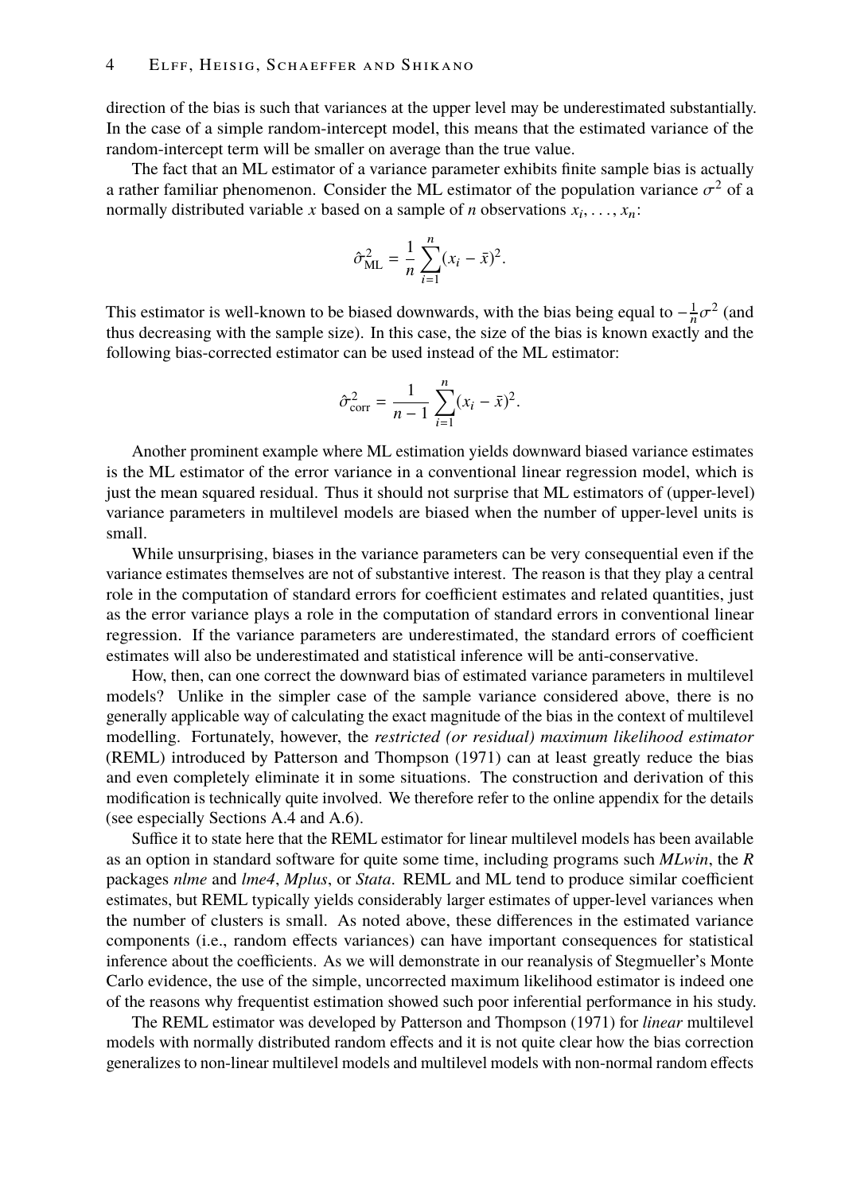direction of the bias is such that variances at the upper level may be underestimated substantially. In the case of a simple random-intercept model, this means that the estimated variance of the random-intercept term will be smaller on average than the true value.

The fact that an ML estimator of a variance parameter exhibits finite sample bias is actually a rather familiar phenomenon. Consider the ML estimator of the population variance $\sigma^2$ of a normally distributed variable $x$ based on a sample of $n$ observations $x_i, \ldots, x_n$:

$$\hat{\sigma}^2_{\text{ML}} = \frac{1}{n}\sum_{i=1}^{n}(x_i - \bar{x})^2.$$

This estimator is well-known to be biased downwards, with the bias being equal to $-\frac{1}{n}\sigma^2$ (and thus decreasing with the sample size). In this case, the size of the bias is known exactly and the following bias-corrected estimator can be used instead of the ML estimator:

$$\hat{\sigma}^2_{\text{corr}} = \frac{1}{n-1}\sum_{i=1}^{n}(x_i - \bar{x})^2.$$

Another prominent example where ML estimation yields downward biased variance estimates is the ML estimator of the error variance in a conventional linear regression model, which is just the mean squared residual. Thus it should not surprise that ML estimators of (upper-level) variance parameters in multilevel models are biased when the number of upper-level units is small.

While unsurprising, biases in the variance parameters can be very consequential even if the variance estimates themselves are not of substantive interest. The reason is that they play a central role in the computation of standard errors for coefficient estimates and related quantities, just as the error variance plays a role in the computation of standard errors in conventional linear regression. If the variance parameters are underestimated, the standard errors of coefficient estimates will also be underestimated and statistical inference will be anti-conservative.

How, then, can one correct the downward bias of estimated variance parameters in multilevel models? Unlike in the simpler case of the sample variance considered above, there is no generally applicable way of calculating the exact magnitude of the bias in the context of multilevel modelling. Fortunately, however, the *restricted (or residual) maximum likelihood estimator* (REML) introduced by Patterson and Thompson (1971) can at least greatly reduce the bias and even completely eliminate it in some situations. The construction and derivation of this modification is technically quite involved. We therefore refer to the online appendix for the details (see especially Sections A.4 and A.6).

Suffice it to state here that the REML estimator for linear multilevel models has been available as an option in standard software for quite some time, including programs such *MLwin*, the *R* packages *nlme* and *lme4*, *Mplus*, or *Stata*. REML and ML tend to produce similar coefficient estimates, but REML typically yields considerably larger estimates of upper-level variances when the number of clusters is small. As noted above, these differences in the estimated variance components (i.e., random effects variances) can have important consequences for statistical inference about the coefficients. As we will demonstrate in our reanalysis of Stegmueller's Monte Carlo evidence, the use of the simple, uncorrected maximum likelihood estimator is indeed one of the reasons why frequentist estimation showed such poor inferential performance in his study.

The REML estimator was developed by Patterson and Thompson (1971) for *linear* multilevel models with normally distributed random effects and it is not quite clear how the bias correction generalizes to non-linear multilevel models and multilevel models with non-normal random effects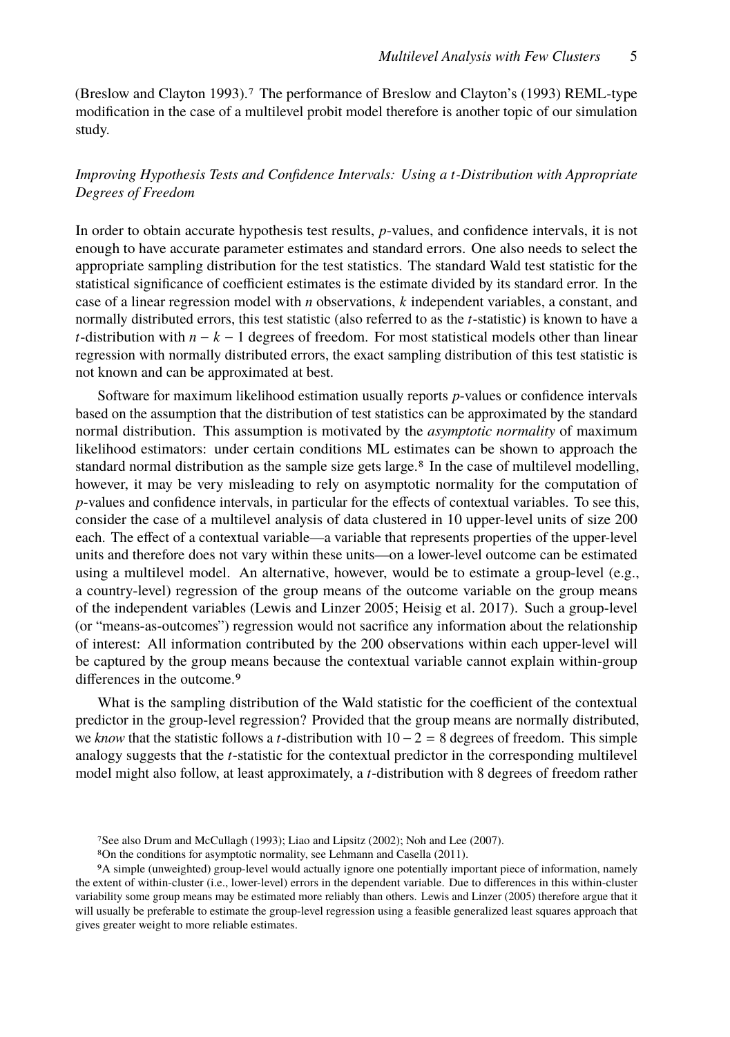(Breslow and Clayton 1993).[7] The performance of Breslow and Clayton's (1993) REML-type modification in the case of a multilevel probit model therefore is another topic of our simulation study.

### *Improving Hypothesis Tests and Confidence Intervals: Using a t-Distribution with Appropriate Degrees of Freedom*

In order to obtain accurate hypothesis test results, $p$-values, and confidence intervals, it is not enough to have accurate parameter estimates and standard errors. One also needs to select the appropriate sampling distribution for the test statistics. The standard Wald test statistic for the statistical significance of coefficient estimates is the estimate divided by its standard error. In the case of a linear regression model with $n$ observations, $k$ independent variables, a constant, and normally distributed errors, this test statistic (also referred to as the $t$-statistic) is known to have a $t$-distribution with $n - k - 1$ degrees of freedom. For most statistical models other than linear regression with normally distributed errors, the exact sampling distribution of this test statistic is not known and can be approximated at best.

Software for maximum likelihood estimation usually reports $p$-values or confidence intervals based on the assumption that the distribution of test statistics can be approximated by the standard normal distribution. This assumption is motivated by the *asymptotic normality* of maximum likelihood estimators: under certain conditions ML estimates can be shown to approach the standard normal distribution as the sample size gets large.[8] In the case of multilevel modelling, however, it may be very misleading to rely on asymptotic normality for the computation of $p$-values and confidence intervals, in particular for the effects of contextual variables. To see this, consider the case of a multilevel analysis of data clustered in 10 upper-level units of size 200 each. The effect of a contextual variable—a variable that represents properties of the upper-level units and therefore does not vary within these units—on a lower-level outcome can be estimated using a multilevel model. An alternative, however, would be to estimate a group-level (e.g., a country-level) regression of the group means of the outcome variable on the group means of the independent variables (Lewis and Linzer 2005; Heisig et al. 2017). Such a group-level (or "means-as-outcomes") regression would not sacrifice any information about the relationship of interest: All information contributed by the 200 observations within each upper-level will be captured by the group means because the contextual variable cannot explain within-group differences in the outcome.[9]

What is the sampling distribution of the Wald statistic for the coefficient of the contextual predictor in the group-level regression? Provided that the group means are normally distributed, we *know* that the statistic follows a $t$-distribution with $10 - 2 = 8$ degrees of freedom. This simple analogy suggests that the $t$-statistic for the contextual predictor in the corresponding multilevel model might also follow, at least approximately, a $t$-distribution with 8 degrees of freedom rather

[7] See also Drum and McCullagh (1993); Liao and Lipsitz (2002); Noh and Lee (2007).

[8] On the conditions for asymptotic normality, see Lehmann and Casella (2011).

[9] A simple (unweighted) group-level would actually ignore one potentially important piece of information, namely the extent of within-cluster (i.e., lower-level) errors in the dependent variable. Due to differences in this within-cluster variability some group means may be estimated more reliably than others. Lewis and Linzer (2005) therefore argue that it will usually be preferable to estimate the group-level regression using a feasible generalized least squares approach that gives greater weight to more reliable estimates.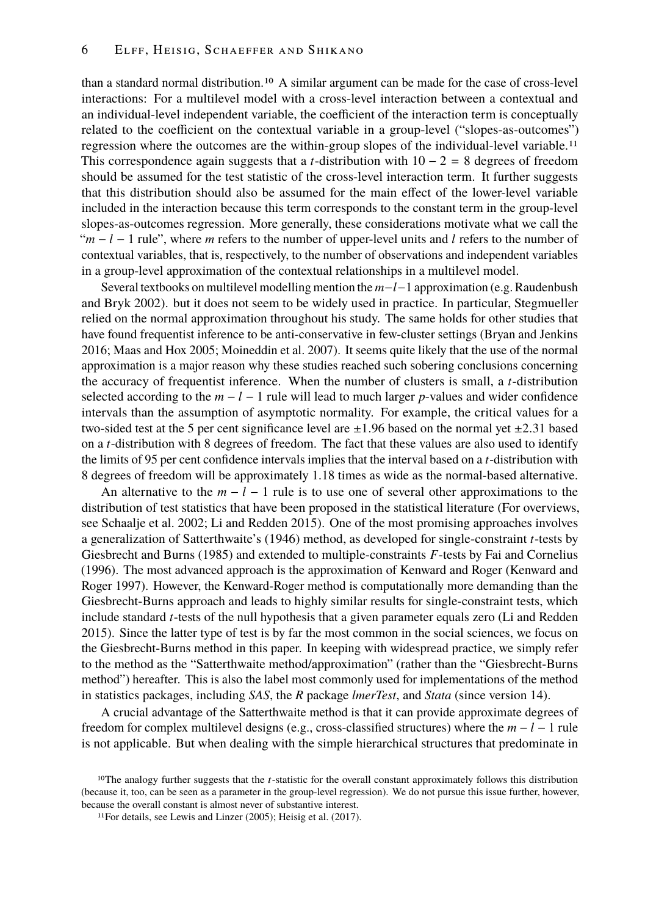than a standard normal distribution.[10] A similar argument can be made for the case of cross-level interactions: For a multilevel model with a cross-level interaction between a contextual and an individual-level independent variable, the coefficient of the interaction term is conceptually related to the coefficient on the contextual variable in a group-level ("slopes-as-outcomes") regression where the outcomes are the within-group slopes of the individual-level variable.[11] This correspondence again suggests that a $t$-distribution with $10 - 2 = 8$ degrees of freedom should be assumed for the test statistic of the cross-level interaction term. It further suggests that this distribution should also be assumed for the main effect of the lower-level variable included in the interaction because this term corresponds to the constant term in the group-level slopes-as-outcomes regression. More generally, these considerations motivate what we call the "$m - l - 1$ rule", where $m$ refers to the number of upper-level units and $l$ refers to the number of contextual variables, that is, respectively, to the number of observations and independent variables in a group-level approximation of the contextual relationships in a multilevel model.

Several textbooks on multilevel modelling mention the $m - l - 1$ approximation (e.g. Raudenbush and Bryk 2002). but it does not seem to be widely used in practice. In particular, Stegmueller relied on the normal approximation throughout his study. The same holds for other studies that have found frequentist inference to be anti-conservative in few-cluster settings (Bryan and Jenkins 2016; Maas and Hox 2005; Moineddin et al. 2007). It seems quite likely that the use of the normal approximation is a major reason why these studies reached such sobering conclusions concerning the accuracy of frequentist inference. When the number of clusters is small, a $t$-distribution selected according to the $m - l - 1$ rule will lead to much larger $p$-values and wider confidence intervals than the assumption of asymptotic normality. For example, the critical values for a two-sided test at the 5 per cent significance level are $\pm 1.96$ based on the normal yet $\pm 2.31$ based on a $t$-distribution with 8 degrees of freedom. The fact that these values are also used to identify the limits of 95 per cent confidence intervals implies that the interval based on a $t$-distribution with 8 degrees of freedom will be approximately 1.18 times as wide as the normal-based alternative.

An alternative to the $m - l - 1$ rule is to use one of several other approximations to the distribution of test statistics that have been proposed in the statistical literature (For overviews, see Schaalje et al. 2002; Li and Redden 2015). One of the most promising approaches involves a generalization of Satterthwaite's (1946) method, as developed for single-constraint $t$-tests by Giesbrecht and Burns (1985) and extended to multiple-constraints $F$-tests by Fai and Cornelius (1996). The most advanced approach is the approximation of Kenward and Roger (Kenward and Roger 1997). However, the Kenward-Roger method is computationally more demanding than the Giesbrecht-Burns approach and leads to highly similar results for single-constraint tests, which include standard $t$-tests of the null hypothesis that a given parameter equals zero (Li and Redden 2015). Since the latter type of test is by far the most common in the social sciences, we focus on the Giesbrecht-Burns method in this paper. In keeping with widespread practice, we simply refer to the method as the "Satterthwaite method/approximation" (rather than the "Giesbrecht-Burns method") hereafter. This is also the label most commonly used for implementations of the method in statistics packages, including *SAS*, the *R* package *lmerTest*, and *Stata* (since version 14).

A crucial advantage of the Satterthwaite method is that it can provide approximate degrees of freedom for complex multilevel designs (e.g., cross-classified structures) where the $m - l - 1$ rule is not applicable. But when dealing with the simple hierarchical structures that predominate in

[10] The analogy further suggests that the $t$-statistic for the overall constant approximately follows this distribution (because it, too, can be seen as a parameter in the group-level regression). We do not pursue this issue further, however, because the overall constant is almost never of substantive interest.

[11] For details, see Lewis and Linzer (2005); Heisig et al. (2017).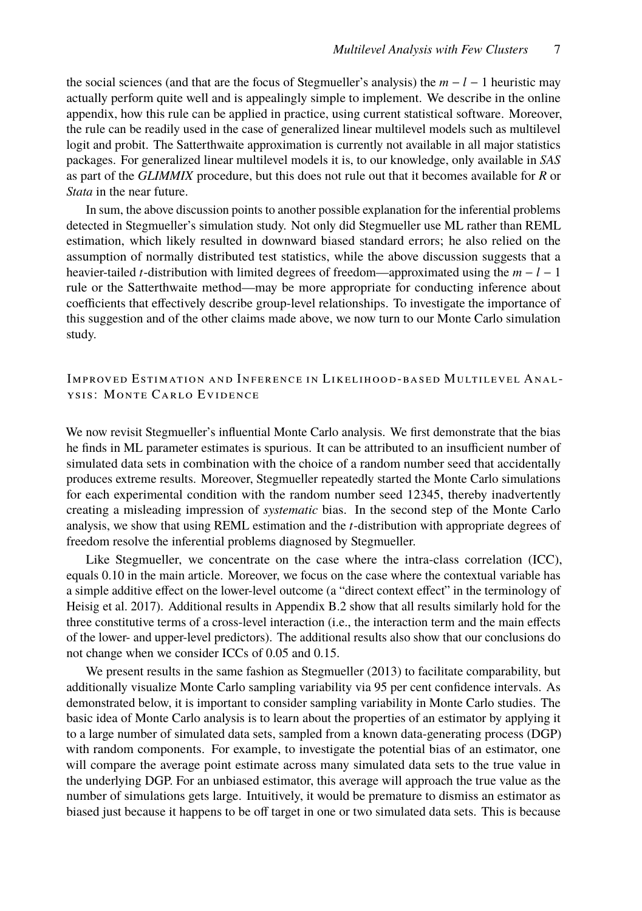the social sciences (and that are the focus of Stegmueller's analysis) the $m - l - 1$ heuristic may actually perform quite well and is appealingly simple to implement. We describe in the online appendix, how this rule can be applied in practice, using current statistical software. Moreover, the rule can be readily used in the case of generalized linear multilevel models such as multilevel logit and probit. The Satterthwaite approximation is currently not available in all major statistics packages. For generalized linear multilevel models it is, to our knowledge, only available in *SAS* as part of the *GLIMMIX* procedure, but this does not rule out that it becomes available for *R* or *Stata* in the near future.

In sum, the above discussion points to another possible explanation for the inferential problems detected in Stegmueller's simulation study. Not only did Stegmueller use ML rather than REML estimation, which likely resulted in downward biased standard errors; he also relied on the assumption of normally distributed test statistics, while the above discussion suggests that a heavier-tailed $t$-distribution with limited degrees of freedom—approximated using the $m - l - 1$ rule or the Satterthwaite method—may be more appropriate for conducting inference about coefficients that effectively describe group-level relationships. To investigate the importance of this suggestion and of the other claims made above, we now turn to our Monte Carlo simulation study.

## Improved Estimation and Inference in Likelihood-based Multilevel Analysis: Monte Carlo Evidence

We now revisit Stegmueller's influential Monte Carlo analysis. We first demonstrate that the bias he finds in ML parameter estimates is spurious. It can be attributed to an insufficient number of simulated data sets in combination with the choice of a random number seed that accidentally produces extreme results. Moreover, Stegmueller repeatedly started the Monte Carlo simulations for each experimental condition with the random number seed 12345, thereby inadvertently creating a misleading impression of *systematic* bias. In the second step of the Monte Carlo analysis, we show that using REML estimation and the $t$-distribution with appropriate degrees of freedom resolve the inferential problems diagnosed by Stegmueller.

Like Stegmueller, we concentrate on the case where the intra-class correlation (ICC), equals 0.10 in the main article. Moreover, we focus on the case where the contextual variable has a simple additive effect on the lower-level outcome (a "direct context effect" in the terminology of Heisig et al. 2017). Additional results in Appendix B.2 show that all results similarly hold for the three constitutive terms of a cross-level interaction (i.e., the interaction term and the main effects of the lower- and upper-level predictors). The additional results also show that our conclusions do not change when we consider ICCs of 0.05 and 0.15.

We present results in the same fashion as Stegmueller (2013) to facilitate comparability, but additionally visualize Monte Carlo sampling variability via 95 per cent confidence intervals. As demonstrated below, it is important to consider sampling variability in Monte Carlo studies. The basic idea of Monte Carlo analysis is to learn about the properties of an estimator by applying it to a large number of simulated data sets, sampled from a known data-generating process (DGP) with random components. For example, to investigate the potential bias of an estimator, one will compare the average point estimate across many simulated data sets to the true value in the underlying DGP. For an unbiased estimator, this average will approach the true value as the number of simulations gets large. Intuitively, it would be premature to dismiss an estimator as biased just because it happens to be off target in one or two simulated data sets. This is because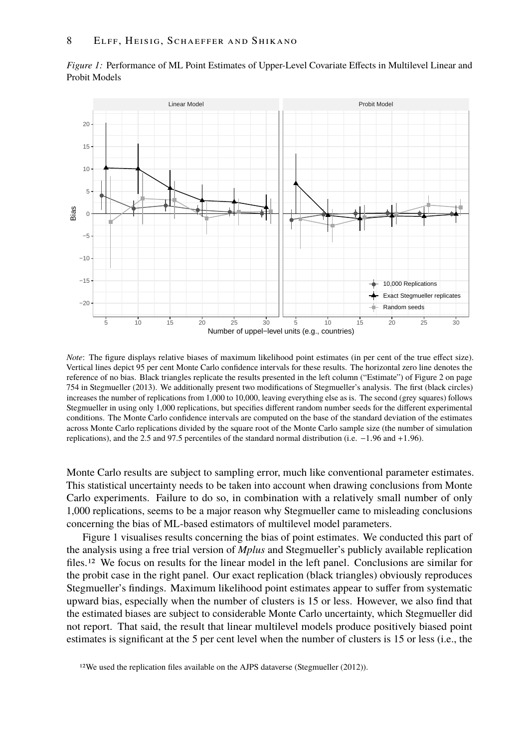*Figure 1:* Performance of ML Point Estimates of Upper-Level Covariate Effects in Multilevel Linear and Probit Models

*Note*: The figure displays relative biases of maximum likelihood point estimates (in per cent of the true effect size). Vertical lines depict 95 per cent Monte Carlo confidence intervals for these results. The horizontal zero line denotes the reference of no bias. Black triangles replicate the results presented in the left column ("Estimate") of Figure 2 on page 754 in Stegmueller (2013). We additionally present two modifications of Stegmueller's analysis. The first (black circles) increases the number of replications from 1,000 to 10,000, leaving everything else as is. The second (grey squares) follows Stegmueller in using only 1,000 replications, but specifies different random number seeds for the different experimental conditions. The Monte Carlo confidence intervals are computed on the base of the standard deviation of the estimates across Monte Carlo replications divided by the square root of the Monte Carlo sample size (the number of simulation replications), and the 2.5 and 97.5 percentiles of the standard normal distribution (i.e. −1.96 and +1.96).

Monte Carlo results are subject to sampling error, much like conventional parameter estimates. This statistical uncertainty needs to be taken into account when drawing conclusions from Monte Carlo experiments. Failure to do so, in combination with a relatively small number of only 1,000 replications, seems to be a major reason why Stegmueller came to misleading conclusions concerning the bias of ML-based estimators of multilevel model parameters.

Figure 1 visualises results concerning the bias of point estimates. We conducted this part of the analysis using a free trial version of *Mplus* and Stegmueller's publicly available replication files.[12] We focus on results for the linear model in the left panel. Conclusions are similar for the probit case in the right panel. Our exact replication (black triangles) obviously reproduces Stegmueller's findings. Maximum likelihood point estimates appear to suffer from systematic upward bias, especially when the number of clusters is 15 or less. However, we also find that the estimated biases are subject to considerable Monte Carlo uncertainty, which Stegmueller did not report. That said, the result that linear multilevel models produce positively biased point estimates is significant at the 5 per cent level when the number of clusters is 15 or less (i.e., the

[12] We used the replication files available on the AJPS dataverse (Stegmueller (2012)).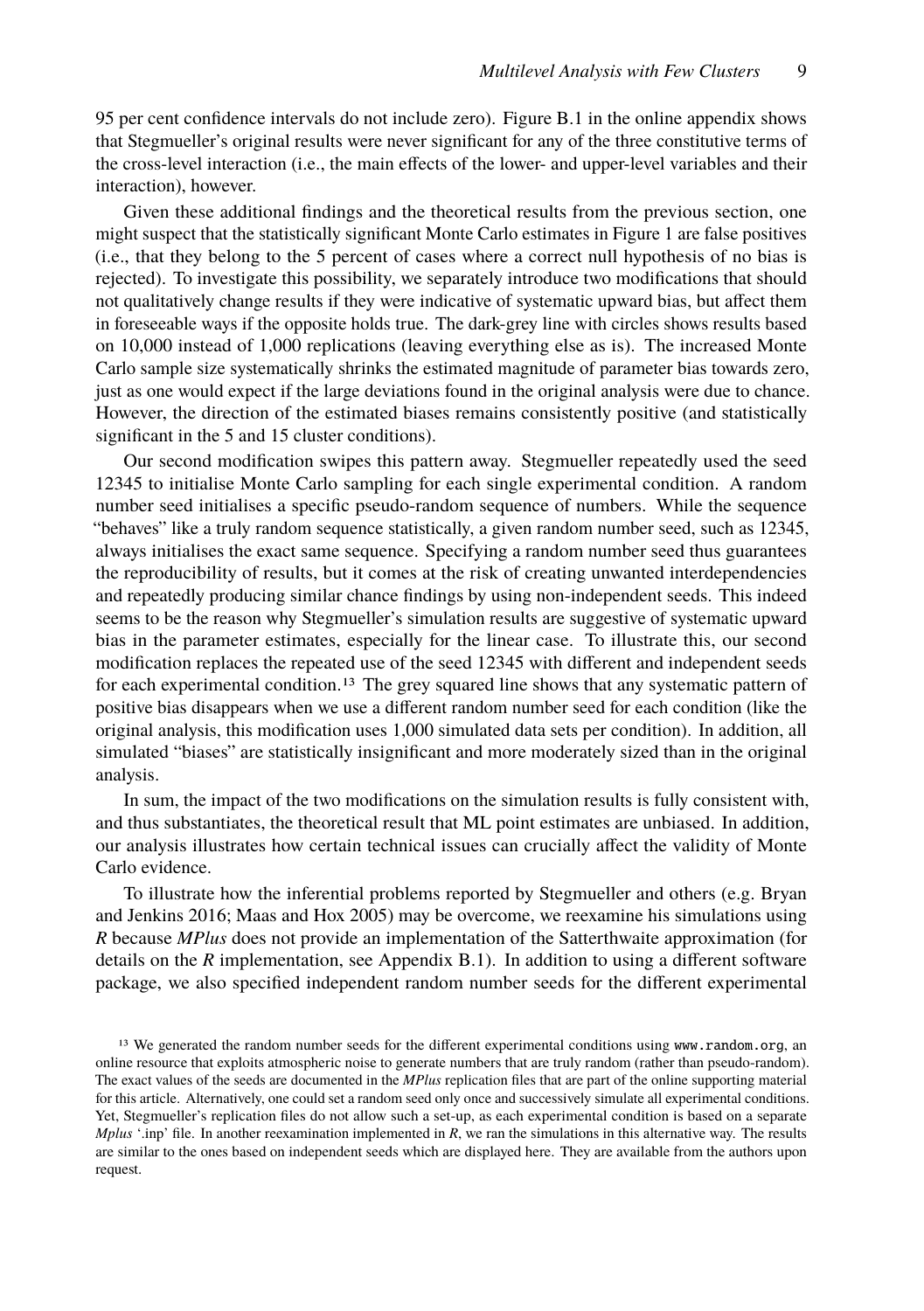95 per cent confidence intervals do not include zero). Figure B.1 in the online appendix shows that Stegmueller's original results were never significant for any of the three constitutive terms of the cross-level interaction (i.e., the main effects of the lower- and upper-level variables and their interaction), however.

Given these additional findings and the theoretical results from the previous section, one might suspect that the statistically significant Monte Carlo estimates in Figure 1 are false positives (i.e., that they belong to the 5 percent of cases where a correct null hypothesis of no bias is rejected). To investigate this possibility, we separately introduce two modifications that should not qualitatively change results if they were indicative of systematic upward bias, but affect them in foreseeable ways if the opposite holds true. The dark-grey line with circles shows results based on 10,000 instead of 1,000 replications (leaving everything else as is). The increased Monte Carlo sample size systematically shrinks the estimated magnitude of parameter bias towards zero, just as one would expect if the large deviations found in the original analysis were due to chance. However, the direction of the estimated biases remains consistently positive (and statistically significant in the 5 and 15 cluster conditions).

Our second modification swipes this pattern away. Stegmueller repeatedly used the seed 12345 to initialise Monte Carlo sampling for each single experimental condition. A random number seed initialises a specific pseudo-random sequence of numbers. While the sequence "behaves" like a truly random sequence statistically, a given random number seed, such as 12345, always initialises the exact same sequence. Specifying a random number seed thus guarantees the reproducibility of results, but it comes at the risk of creating unwanted interdependencies and repeatedly producing similar chance findings by using non-independent seeds. This indeed seems to be the reason why Stegmueller's simulation results are suggestive of systematic upward bias in the parameter estimates, especially for the linear case. To illustrate this, our second modification replaces the repeated use of the seed 12345 with different and independent seeds for each experimental condition.[13] The grey squared line shows that any systematic pattern of positive bias disappears when we use a different random number seed for each condition (like the original analysis, this modification uses 1,000 simulated data sets per condition). In addition, all simulated "biases" are statistically insignificant and more moderately sized than in the original analysis.

In sum, the impact of the two modifications on the simulation results is fully consistent with, and thus substantiates, the theoretical result that ML point estimates are unbiased. In addition, our analysis illustrates how certain technical issues can crucially affect the validity of Monte Carlo evidence.

To illustrate how the inferential problems reported by Stegmueller and others (e.g. Bryan and Jenkins 2016; Maas and Hox 2005) may be overcome, we reexamine his simulations using *R* because *MPlus* does not provide an implementation of the Satterthwaite approximation (for details on the *R* implementation, see Appendix B.1). In addition to using a different software package, we also specified independent random number seeds for the different experimental

[13] We generated the random number seeds for the different experimental conditions using `www.random.org`, an online resource that exploits atmospheric noise to generate numbers that are truly random (rather than pseudo-random). The exact values of the seeds are documented in the *MPlus* replication files that are part of the online supporting material for this article. Alternatively, one could set a random seed only once and successively simulate all experimental conditions. Yet, Stegmueller's replication files do not allow such a set-up, as each experimental condition is based on a separate *Mplus* '.inp' file. In another reexamination implemented in *R*, we ran the simulations in this alternative way. The results are similar to the ones based on independent seeds which are displayed here. They are available from the authors upon request.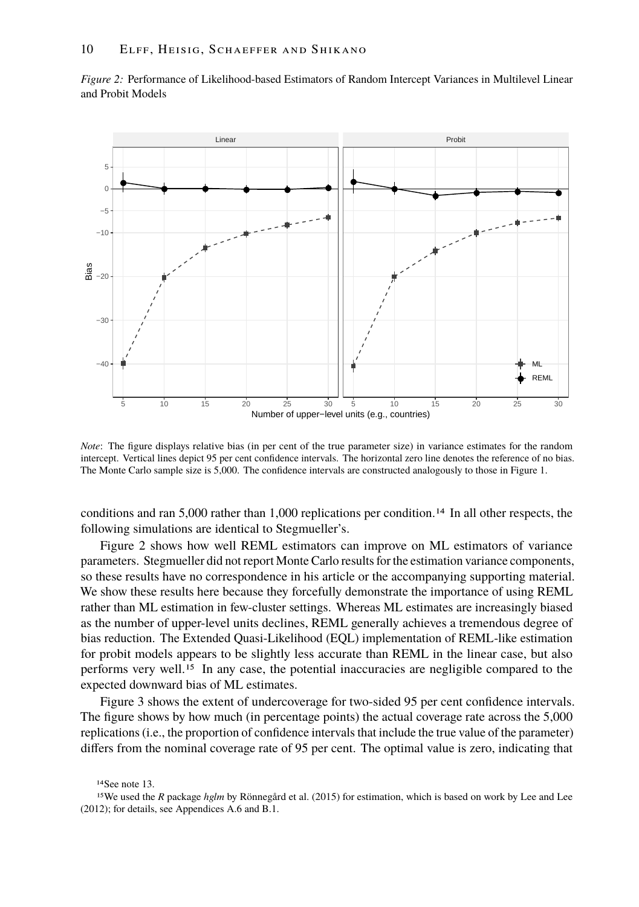*Figure 2:* Performance of Likelihood-based Estimators of Random Intercept Variances in Multilevel Linear and Probit Models

*Note*: The figure displays relative bias (in per cent of the true parameter size) in variance estimates for the random intercept. Vertical lines depict 95 per cent confidence intervals. The horizontal zero line denotes the reference of no bias. The Monte Carlo sample size is 5,000. The confidence intervals are constructed analogously to those in Figure 1.

conditions and ran 5,000 rather than 1,000 replications per condition.[14] In all other respects, the following simulations are identical to Stegmueller's.

Figure 2 shows how well REML estimators can improve on ML estimators of variance parameters. Stegmueller did not report Monte Carlo results for the estimation variance components, so these results have no correspondence in his article or the accompanying supporting material. We show these results here because they forcefully demonstrate the importance of using REML rather than ML estimation in few-cluster settings. Whereas ML estimates are increasingly biased as the number of upper-level units declines, REML generally achieves a tremendous degree of bias reduction. The Extended Quasi-Likelihood (EQL) implementation of REML-like estimation for probit models appears to be slightly less accurate than REML in the linear case, but also performs very well.[15] In any case, the potential inaccuracies are negligible compared to the expected downward bias of ML estimates.

Figure 3 shows the extent of undercoverage for two-sided 95 per cent confidence intervals. The figure shows by how much (in percentage points) the actual coverage rate across the 5,000 replications (i.e., the proportion of confidence intervals that include the true value of the parameter) differs from the nominal coverage rate of 95 per cent. The optimal value is zero, indicating that

[14]See note 13.

[15]We used the *R* package *hglm* by Rönnegård et al. (2015) for estimation, which is based on work by Lee and Lee (2012); for details, see Appendices A.6 and B.1.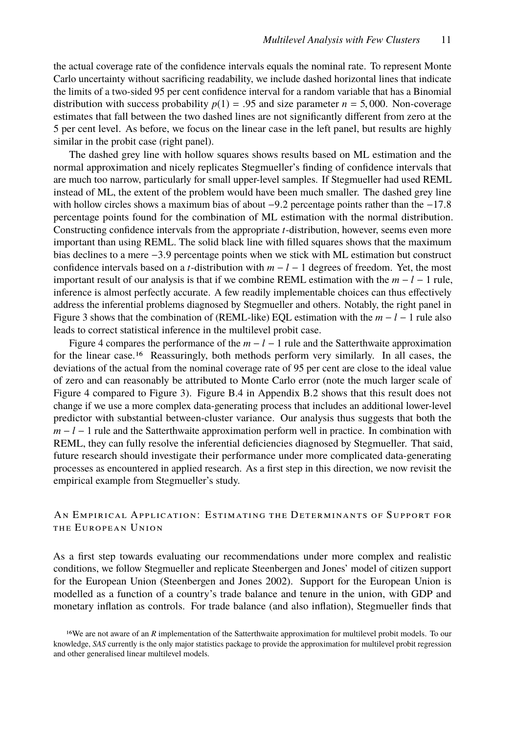the actual coverage rate of the confidence intervals equals the nominal rate. To represent Monte Carlo uncertainty without sacrificing readability, we include dashed horizontal lines that indicate the limits of a two-sided 95 per cent confidence interval for a random variable that has a Binomial distribution with success probability $p(1) = .95$ and size parameter $n = 5,000$. Non-coverage estimates that fall between the two dashed lines are not significantly different from zero at the 5 per cent level. As before, we focus on the linear case in the left panel, but results are highly similar in the probit case (right panel).

The dashed grey line with hollow squares shows results based on ML estimation and the normal approximation and nicely replicates Stegmueller's finding of confidence intervals that are much too narrow, particularly for small upper-level samples. If Stegmueller had used REML instead of ML, the extent of the problem would have been much smaller. The dashed grey line with hollow circles shows a maximum bias of about −9.2 percentage points rather than the −17.8 percentage points found for the combination of ML estimation with the normal distribution. Constructing confidence intervals from the appropriate $t$-distribution, however, seems even more important than using REML. The solid black line with filled squares shows that the maximum bias declines to a mere −3.9 percentage points when we stick with ML estimation but construct confidence intervals based on a $t$-distribution with $m - l - 1$ degrees of freedom. Yet, the most important result of our analysis is that if we combine REML estimation with the $m - l - 1$ rule, inference is almost perfectly accurate. A few readily implementable choices can thus effectively address the inferential problems diagnosed by Stegmueller and others. Notably, the right panel in Figure 3 shows that the combination of (REML-like) EQL estimation with the $m - l - 1$ rule also leads to correct statistical inference in the multilevel probit case.

Figure 4 compares the performance of the $m - l - 1$ rule and the Satterthwaite approximation for the linear case.[16] Reassuringly, both methods perform very similarly. In all cases, the deviations of the actual from the nominal coverage rate of 95 per cent are close to the ideal value of zero and can reasonably be attributed to Monte Carlo error (note the much larger scale of Figure 4 compared to Figure 3). Figure B.4 in Appendix B.2 shows that this result does not change if we use a more complex data-generating process that includes an additional lower-level predictor with substantial between-cluster variance. Our analysis thus suggests that both the $m - l - 1$ rule and the Satterthwaite approximation perform well in practice. In combination with REML, they can fully resolve the inferential deficiencies diagnosed by Stegmueller. That said, future research should investigate their performance under more complicated data-generating processes as encountered in applied research. As a first step in this direction, we now revisit the empirical example from Stegmueller's study.

## An Empirical Application: Estimating the Determinants of Support for the European Union

As a first step towards evaluating our recommendations under more complex and realistic conditions, we follow Stegmueller and replicate Steenbergen and Jones' model of citizen support for the European Union (Steenbergen and Jones 2002). Support for the European Union is modelled as a function of a country's trade balance and tenure in the union, with GDP and monetary inflation as controls. For trade balance (and also inflation), Stegmueller finds that

[16] We are not aware of an *R* implementation of the Satterthwaite approximation for multilevel probit models. To our knowledge, *SAS* currently is the only major statistics package to provide the approximation for multilevel probit regression and other generalised linear multilevel models.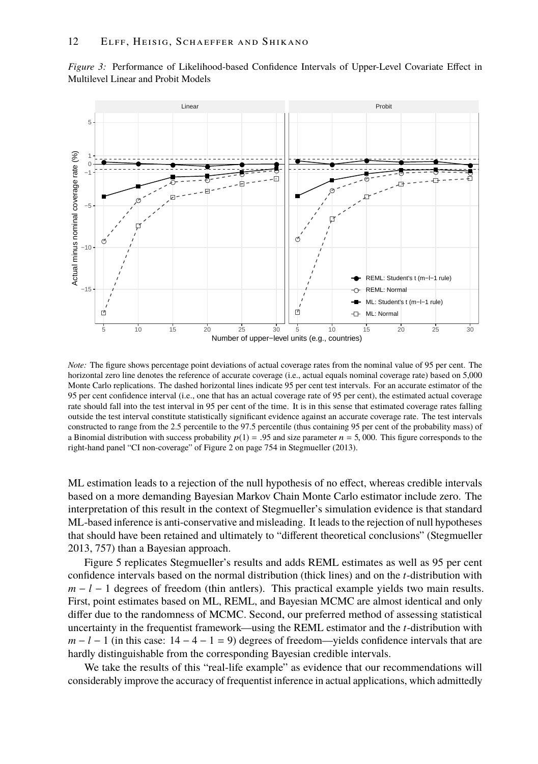*Figure 3:* Performance of Likelihood-based Confidence Intervals of Upper-Level Covariate Effect in Multilevel Linear and Probit Models

*Note:* The figure shows percentage point deviations of actual coverage rates from the nominal value of 95 per cent. The horizontal zero line denotes the reference of accurate coverage (i.e., actual equals nominal coverage rate) based on 5,000 Monte Carlo replications. The dashed horizontal lines indicate 95 per cent test intervals. For an accurate estimator of the 95 per cent confidence interval (i.e., one that has an actual coverage rate of 95 per cent), the estimated actual coverage rate should fall into the test interval in 95 per cent of the time. It is in this sense that estimated coverage rates falling outside the test interval constitute statistically significant evidence against an accurate coverage rate. The test intervals constructed to range from the 2.5 percentile to the 97.5 percentile (thus containing 95 per cent of the probability mass) of a Binomial distribution with success probability $p(1) = .95$ and size parameter $n = 5,000$. This figure corresponds to the right-hand panel "CI non-coverage" of Figure 2 on page 754 in Stegmueller (2013).

ML estimation leads to a rejection of the null hypothesis of no effect, whereas credible intervals based on a more demanding Bayesian Markov Chain Monte Carlo estimator include zero. The interpretation of this result in the context of Stegmueller's simulation evidence is that standard ML-based inference is anti-conservative and misleading. It leads to the rejection of null hypotheses that should have been retained and ultimately to "different theoretical conclusions" (Stegmueller 2013, 757) than a Bayesian approach.

Figure 5 replicates Stegmueller's results and adds REML estimates as well as 95 per cent confidence intervals based on the normal distribution (thick lines) and on the $t$-distribution with $m - l - 1$ degrees of freedom (thin antlers). This practical example yields two main results. First, point estimates based on ML, REML, and Bayesian MCMC are almost identical and only differ due to the randomness of MCMC. Second, our preferred method of assessing statistical uncertainty in the frequentist framework—using the REML estimator and the $t$-distribution with $m - l - 1$ (in this case: $14 - 4 - 1 = 9$) degrees of freedom—yields confidence intervals that are hardly distinguishable from the corresponding Bayesian credible intervals.

We take the results of this "real-life example" as evidence that our recommendations will considerably improve the accuracy of frequentist inference in actual applications, which admittedly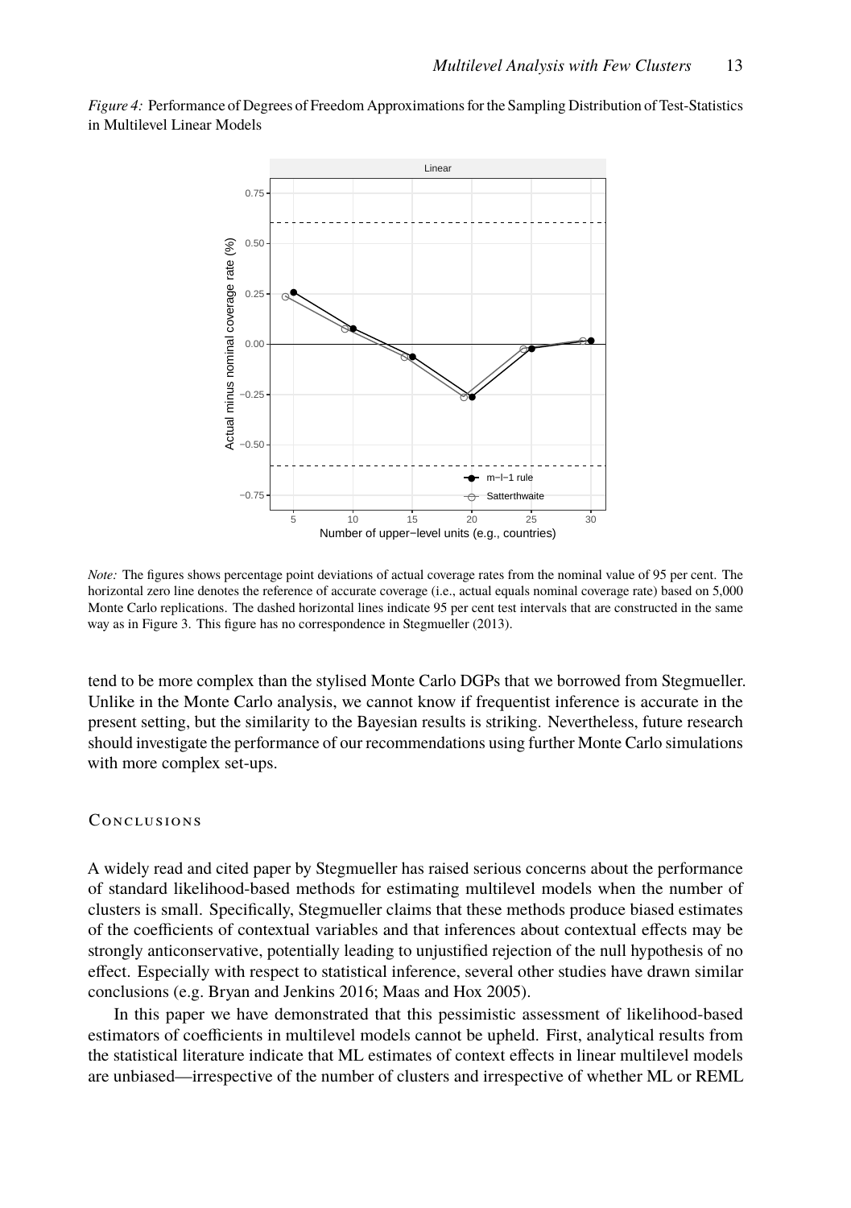*Figure 4:* Performance of Degrees of Freedom Approximations for the Sampling Distribution of Test-Statistics in Multilevel Linear Models

*Note:* The figures shows percentage point deviations of actual coverage rates from the nominal value of 95 per cent. The horizontal zero line denotes the reference of accurate coverage (i.e., actual equals nominal coverage rate) based on 5,000 Monte Carlo replications. The dashed horizontal lines indicate 95 per cent test intervals that are constructed in the same way as in Figure 3. This figure has no correspondence in Stegmueller (2013).

tend to be more complex than the stylised Monte Carlo DGPs that we borrowed from Stegmueller. Unlike in the Monte Carlo analysis, we cannot know if frequentist inference is accurate in the present setting, but the similarity to the Bayesian results is striking. Nevertheless, future research should investigate the performance of our recommendations using further Monte Carlo simulations with more complex set-ups.

## Conclusions

A widely read and cited paper by Stegmueller has raised serious concerns about the performance of standard likelihood-based methods for estimating multilevel models when the number of clusters is small. Specifically, Stegmueller claims that these methods produce biased estimates of the coefficients of contextual variables and that inferences about contextual effects may be strongly anticonservative, potentially leading to unjustified rejection of the null hypothesis of no effect. Especially with respect to statistical inference, several other studies have drawn similar conclusions (e.g. Bryan and Jenkins 2016; Maas and Hox 2005).

In this paper we have demonstrated that this pessimistic assessment of likelihood-based estimators of coefficients in multilevel models cannot be upheld. First, analytical results from the statistical literature indicate that ML estimates of context effects in linear multilevel models are unbiased—irrespective of the number of clusters and irrespective of whether ML or REML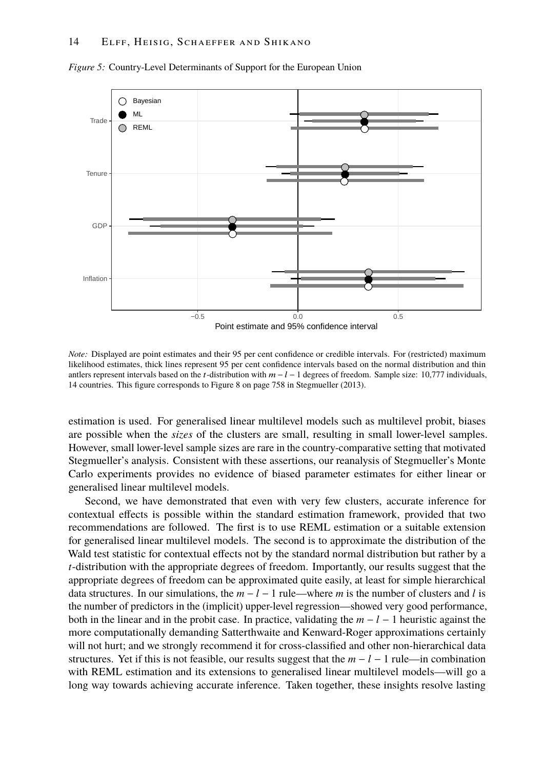*Figure 5:* Country-Level Determinants of Support for the European Union

*Note:* Displayed are point estimates and their 95 per cent confidence or credible intervals. For (restricted) maximum likelihood estimates, thick lines represent 95 per cent confidence intervals based on the normal distribution and thin antlers represent intervals based on the $t$-distribution with $m - l - 1$ degrees of freedom. Sample size: 10,777 individuals, 14 countries. This figure corresponds to Figure 8 on page 758 in Stegmueller (2013).

estimation is used. For generalised linear multilevel models such as multilevel probit, biases are possible when the *sizes* of the clusters are small, resulting in small lower-level samples. However, small lower-level sample sizes are rare in the country-comparative setting that motivated Stegmueller's analysis. Consistent with these assertions, our reanalysis of Stegmueller's Monte Carlo experiments provides no evidence of biased parameter estimates for either linear or generalised linear multilevel models.

Second, we have demonstrated that even with very few clusters, accurate inference for contextual effects is possible within the standard estimation framework, provided that two recommendations are followed. The first is to use REML estimation or a suitable extension for generalised linear multilevel models. The second is to approximate the distribution of the Wald test statistic for contextual effects not by the standard normal distribution but rather by a $t$-distribution with the appropriate degrees of freedom. Importantly, our results suggest that the appropriate degrees of freedom can be approximated quite easily, at least for simple hierarchical data structures. In our simulations, the $m - l - 1$ rule—where $m$ is the number of clusters and $l$ is the number of predictors in the (implicit) upper-level regression—showed very good performance, both in the linear and in the probit case. In practice, validating the $m - l - 1$ heuristic against the more computationally demanding Satterthwaite and Kenward-Roger approximations certainly will not hurt; and we strongly recommend it for cross-classified and other non-hierarchical data structures. Yet if this is not feasible, our results suggest that the $m - l - 1$ rule—in combination with REML estimation and its extensions to generalised linear multilevel models—will go a long way towards achieving accurate inference. Taken together, these insights resolve lasting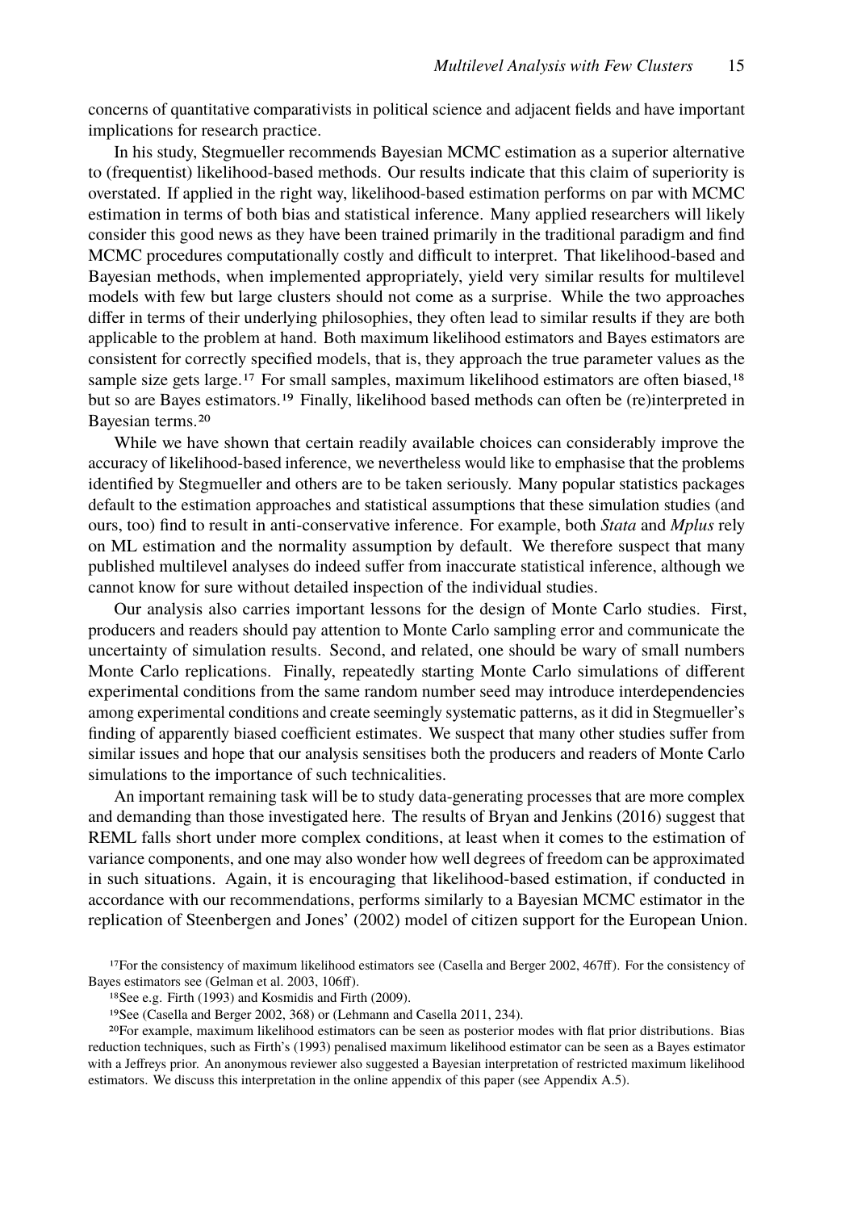concerns of quantitative comparativists in political science and adjacent fields and have important implications for research practice.

In his study, Stegmueller recommends Bayesian MCMC estimation as a superior alternative to (frequentist) likelihood-based methods. Our results indicate that this claim of superiority is overstated. If applied in the right way, likelihood-based estimation performs on par with MCMC estimation in terms of both bias and statistical inference. Many applied researchers will likely consider this good news as they have been trained primarily in the traditional paradigm and find MCMC procedures computationally costly and difficult to interpret. That likelihood-based and Bayesian methods, when implemented appropriately, yield very similar results for multilevel models with few but large clusters should not come as a surprise. While the two approaches differ in terms of their underlying philosophies, they often lead to similar results if they are both applicable to the problem at hand. Both maximum likelihood estimators and Bayes estimators are consistent for correctly specified models, that is, they approach the true parameter values as the sample size gets large.[17] For small samples, maximum likelihood estimators are often biased,[18] but so are Bayes estimators.[19] Finally, likelihood based methods can often be (re)interpreted in Bayesian terms.[20]

While we have shown that certain readily available choices can considerably improve the accuracy of likelihood-based inference, we nevertheless would like to emphasise that the problems identified by Stegmueller and others are to be taken seriously. Many popular statistics packages default to the estimation approaches and statistical assumptions that these simulation studies (and ours, too) find to result in anti-conservative inference. For example, both *Stata* and *Mplus* rely on ML estimation and the normality assumption by default. We therefore suspect that many published multilevel analyses do indeed suffer from inaccurate statistical inference, although we cannot know for sure without detailed inspection of the individual studies.

Our analysis also carries important lessons for the design of Monte Carlo studies. First, producers and readers should pay attention to Monte Carlo sampling error and communicate the uncertainty of simulation results. Second, and related, one should be wary of small numbers Monte Carlo replications. Finally, repeatedly starting Monte Carlo simulations of different experimental conditions from the same random number seed may introduce interdependencies among experimental conditions and create seemingly systematic patterns, as it did in Stegmueller's finding of apparently biased coefficient estimates. We suspect that many other studies suffer from similar issues and hope that our analysis sensitises both the producers and readers of Monte Carlo simulations to the importance of such technicalities.

An important remaining task will be to study data-generating processes that are more complex and demanding than those investigated here. The results of Bryan and Jenkins (2016) suggest that REML falls short under more complex conditions, at least when it comes to the estimation of variance components, and one may also wonder how well degrees of freedom can be approximated in such situations. Again, it is encouraging that likelihood-based estimation, if conducted in accordance with our recommendations, performs similarly to a Bayesian MCMC estimator in the replication of Steenbergen and Jones' (2002) model of citizen support for the European Union.

[17] For the consistency of maximum likelihood estimators see (Casella and Berger 2002, 467ff). For the consistency of Bayes estimators see (Gelman et al. 2003, 106ff).

[18] See e.g. Firth (1993) and Kosmidis and Firth (2009).

[19] See (Casella and Berger 2002, 368) or (Lehmann and Casella 2011, 234).

[20] For example, maximum likelihood estimators can be seen as posterior modes with flat prior distributions. Bias reduction techniques, such as Firth's (1993) penalised maximum likelihood estimator can be seen as a Bayes estimator with a Jeffreys prior. An anonymous reviewer also suggested a Bayesian interpretation of restricted maximum likelihood estimators. We discuss this interpretation in the online appendix of this paper (see Appendix A.5).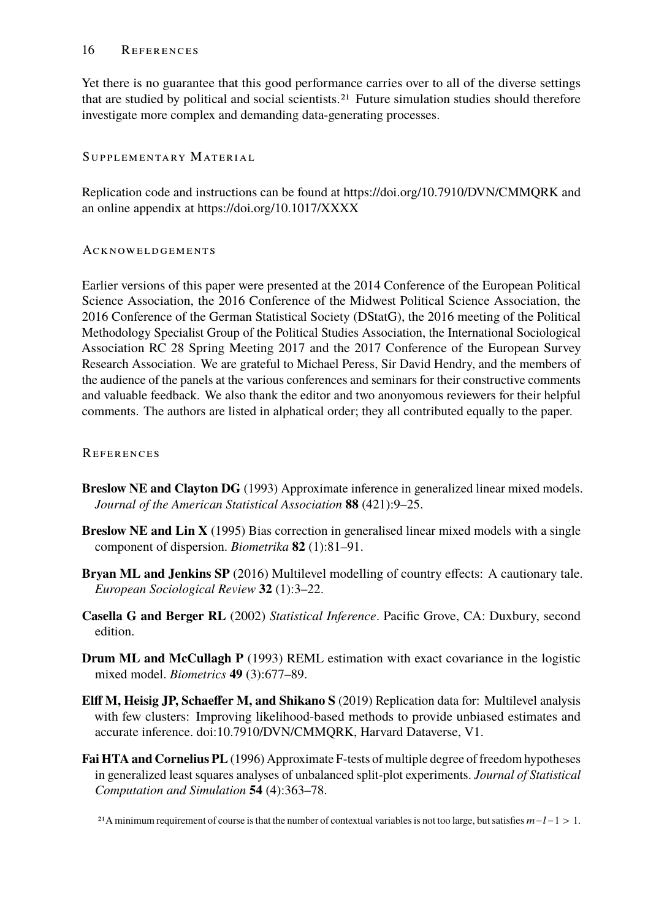Yet there is no guarantee that this good performance carries over to all of the diverse settings that are studied by political and social scientists.[21] Future simulation studies should therefore investigate more complex and demanding data-generating processes.

## Supplementary Material

Replication code and instructions can be found at https://doi.org/10.7910/DVN/CMMQRK and an online appendix at https://doi.org/10.1017/XXXX

## Acknoweldgements

Earlier versions of this paper were presented at the 2014 Conference of the European Political Science Association, the 2016 Conference of the Midwest Political Science Association, the 2016 Conference of the German Statistical Society (DStatG), the 2016 meeting of the Political Methodology Specialist Group of the Political Studies Association, the International Sociological Association RC 28 Spring Meeting 2017 and the 2017 Conference of the European Survey Research Association. We are grateful to Michael Peress, Sir David Hendry, and the members of the audience of the panels at the various conferences and seminars for their constructive comments and valuable feedback. We also thank the editor and two anonyomous reviewers for their helpful comments. The authors are listed in alphatical order; they all contributed equally to the paper.

## References

**Breslow NE and Clayton DG** (1993) Approximate inference in generalized linear mixed models. *Journal of the American Statistical Association* **88** (421):9–25.

**Breslow NE and Lin X** (1995) Bias correction in generalised linear mixed models with a single component of dispersion. *Biometrika* **82** (1):81–91.

**Bryan ML and Jenkins SP** (2016) Multilevel modelling of country effects: A cautionary tale. *European Sociological Review* **32** (1):3–22.

**Casella G and Berger RL** (2002) *Statistical Inference*. Pacific Grove, CA: Duxbury, second edition.

**Drum ML and McCullagh P** (1993) REML estimation with exact covariance in the logistic mixed model. *Biometrics* **49** (3):677–89.

**Elff M, Heisig JP, Schaeffer M, and Shikano S** (2019) Replication data for: Multilevel analysis with few clusters: Improving likelihood-based methods to provide unbiased estimates and accurate inference. doi:10.7910/DVN/CMMQRK, Harvard Dataverse, V1.

**Fai HTA and Cornelius PL** (1996) Approximate F-tests of multiple degree of freedom hypotheses in generalized least squares analyses of unbalanced split-plot experiments. *Journal of Statistical Computation and Simulation* **54** (4):363–78.

[21] A minimum requirement of course is that the number of contextual variables is not too large, but satisfies $m - l - 1 > 1$.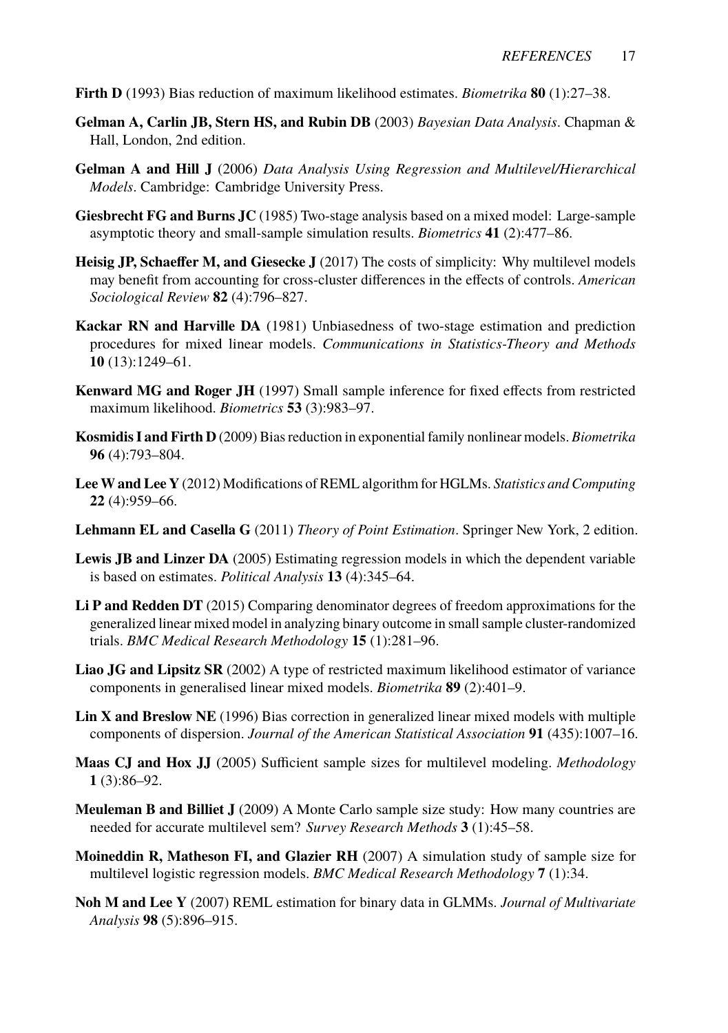**Firth D** (1993) Bias reduction of maximum likelihood estimates. *Biometrika* **80** (1):27–38.

**Gelman A, Carlin JB, Stern HS, and Rubin DB** (2003) *Bayesian Data Analysis*. Chapman & Hall, London, 2nd edition.

**Gelman A and Hill J** (2006) *Data Analysis Using Regression and Multilevel/Hierarchical Models*. Cambridge: Cambridge University Press.

**Giesbrecht FG and Burns JC** (1985) Two-stage analysis based on a mixed model: Large-sample asymptotic theory and small-sample simulation results. *Biometrics* **41** (2):477–86.

**Heisig JP, Schaeffer M, and Giesecke J** (2017) The costs of simplicity: Why multilevel models may benefit from accounting for cross-cluster differences in the effects of controls. *American Sociological Review* **82** (4):796–827.

**Kackar RN and Harville DA** (1981) Unbiasedness of two-stage estimation and prediction procedures for mixed linear models. *Communications in Statistics-Theory and Methods* **10** (13):1249–61.

**Kenward MG and Roger JH** (1997) Small sample inference for fixed effects from restricted maximum likelihood. *Biometrics* **53** (3):983–97.

**Kosmidis I and Firth D** (2009) Bias reduction in exponential family nonlinear models. *Biometrika* **96** (4):793–804.

**Lee W and Lee Y** (2012) Modifications of REML algorithm for HGLMs. *Statistics and Computing* **22** (4):959–66.

**Lehmann EL and Casella G** (2011) *Theory of Point Estimation*. Springer New York, 2 edition.

**Lewis JB and Linzer DA** (2005) Estimating regression models in which the dependent variable is based on estimates. *Political Analysis* **13** (4):345–64.

**Li P and Redden DT** (2015) Comparing denominator degrees of freedom approximations for the generalized linear mixed model in analyzing binary outcome in small sample cluster-randomized trials. *BMC Medical Research Methodology* **15** (1):281–96.

**Liao JG and Lipsitz SR** (2002) A type of restricted maximum likelihood estimator of variance components in generalised linear mixed models. *Biometrika* **89** (2):401–9.

**Lin X and Breslow NE** (1996) Bias correction in generalized linear mixed models with multiple components of dispersion. *Journal of the American Statistical Association* **91** (435):1007–16.

**Maas CJ and Hox JJ** (2005) Sufficient sample sizes for multilevel modeling. *Methodology* **1** (3):86–92.

**Meuleman B and Billiet J** (2009) A Monte Carlo sample size study: How many countries are needed for accurate multilevel sem? *Survey Research Methods* **3** (1):45–58.

**Moineddin R, Matheson FI, and Glazier RH** (2007) A simulation study of sample size for multilevel logistic regression models. *BMC Medical Research Methodology* **7** (1):34.

**Noh M and Lee Y** (2007) REML estimation for binary data in GLMMs. *Journal of Multivariate Analysis* **98** (5):896–915.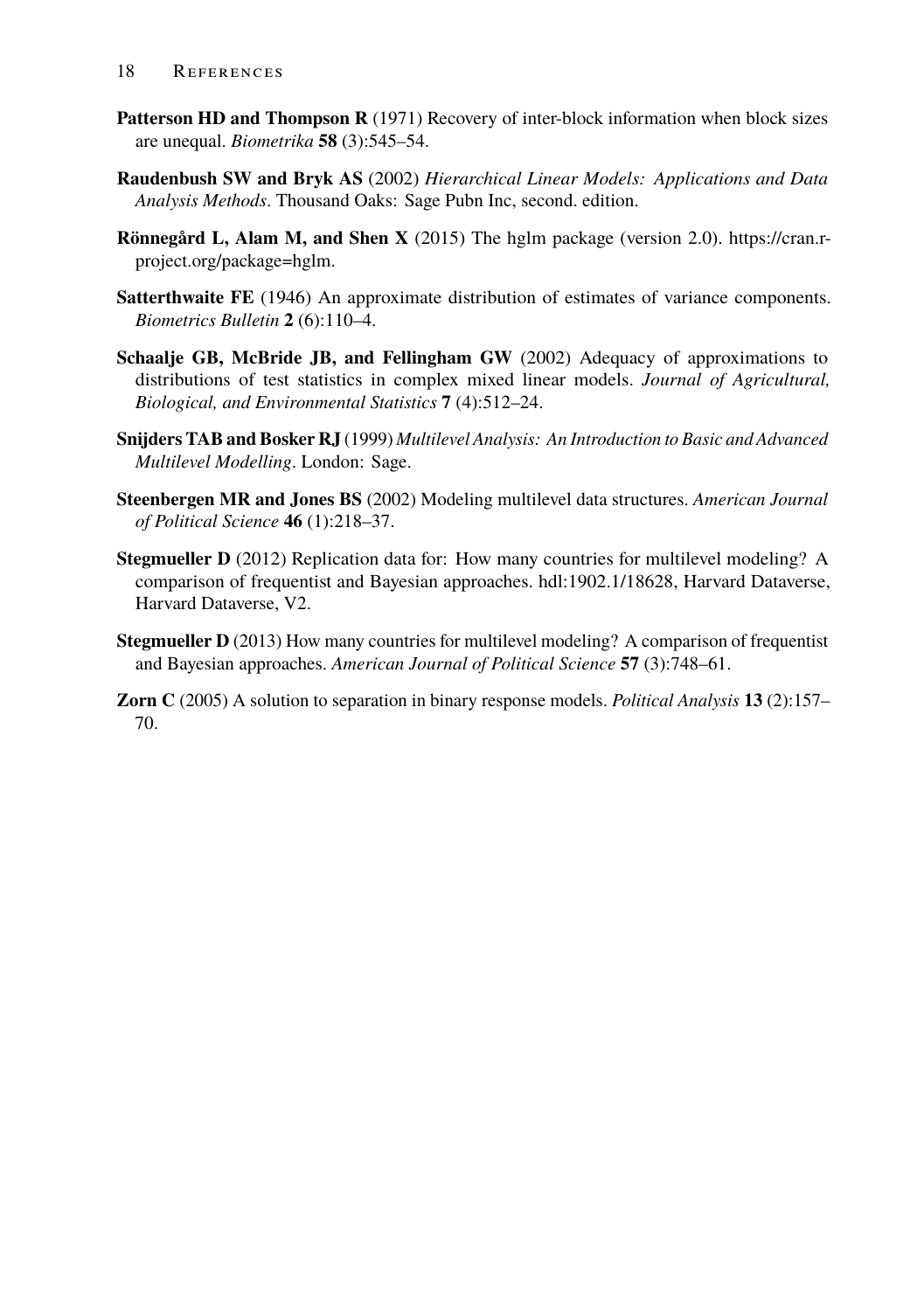**Patterson HD and Thompson R** (1971) Recovery of inter-block information when block sizes are unequal. *Biometrika* **58** (3):545–54.

**Raudenbush SW and Bryk AS** (2002) *Hierarchical Linear Models: Applications and Data Analysis Methods*. Thousand Oaks: Sage Pubn Inc, second. edition.

**Rönnegård L, Alam M, and Shen X** (2015) The hglm package (version 2.0). https://cran.r-project.org/package=hglm.

**Satterthwaite FE** (1946) An approximate distribution of estimates of variance components. *Biometrics Bulletin* **2** (6):110–4.

**Schaalje GB, McBride JB, and Fellingham GW** (2002) Adequacy of approximations to distributions of test statistics in complex mixed linear models. *Journal of Agricultural, Biological, and Environmental Statistics* **7** (4):512–24.

**Snijders TAB and Bosker RJ** (1999) *Multilevel Analysis: An Introduction to Basic and Advanced Multilevel Modelling*. London: Sage.

**Steenbergen MR and Jones BS** (2002) Modeling multilevel data structures. *American Journal of Political Science* **46** (1):218–37.

**Stegmueller D** (2012) Replication data for: How many countries for multilevel modeling? A comparison of frequentist and Bayesian approaches. hdl:1902.1/18628, Harvard Dataverse, Harvard Dataverse, V2.

**Stegmueller D** (2013) How many countries for multilevel modeling? A comparison of frequentist and Bayesian approaches. *American Journal of Political Science* **57** (3):748–61.

**Zorn C** (2005) A solution to separation in binary response models. *Political Analysis* **13** (2):157–70.